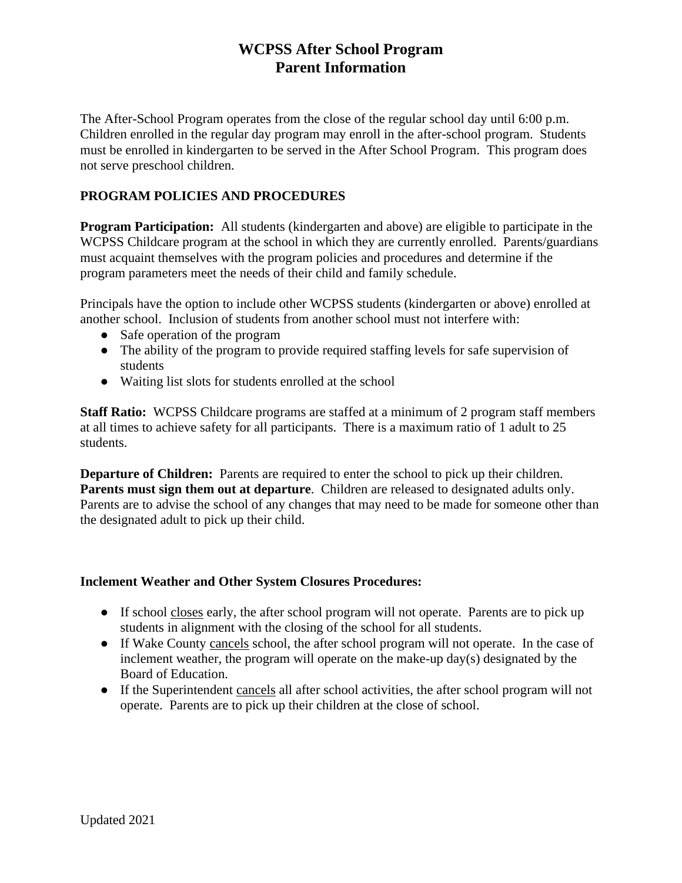# WCPSS After School Program
# Parent Information

The After-School Program operates from the close of the regular school day until 6:00 p.m. Children enrolled in the regular day program may enroll in the after-school program. Students must be enrolled in kindergarten to be served in the After School Program. This program does not serve preschool children.

## PROGRAM POLICIES AND PROCEDURES

**Program Participation:** All students (kindergarten and above) are eligible to participate in the WCPSS Childcare program at the school in which they are currently enrolled. Parents/guardians must acquaint themselves with the program policies and procedures and determine if the program parameters meet the needs of their child and family schedule.

Principals have the option to include other WCPSS students (kindergarten or above) enrolled at another school. Inclusion of students from another school must not interfere with:

- Safe operation of the program
- The ability of the program to provide required staffing levels for safe supervision of students
- Waiting list slots for students enrolled at the school

**Staff Ratio:** WCPSS Childcare programs are staffed at a minimum of 2 program staff members at all times to achieve safety for all participants. There is a maximum ratio of 1 adult to 25 students.

**Departure of Children:** Parents are required to enter the school to pick up their children. **Parents must sign them out at departure**. Children are released to designated adults only. Parents are to advise the school of any changes that may need to be made for someone other than the designated adult to pick up their child.

**Inclement Weather and Other System Closures Procedures:**

- If school closes early, the after school program will not operate. Parents are to pick up students in alignment with the closing of the school for all students.
- If Wake County cancels school, the after school program will not operate. In the case of inclement weather, the program will operate on the make-up day(s) designated by the Board of Education.
- If the Superintendent cancels all after school activities, the after school program will not operate. Parents are to pick up their children at the close of school.

Updated 2021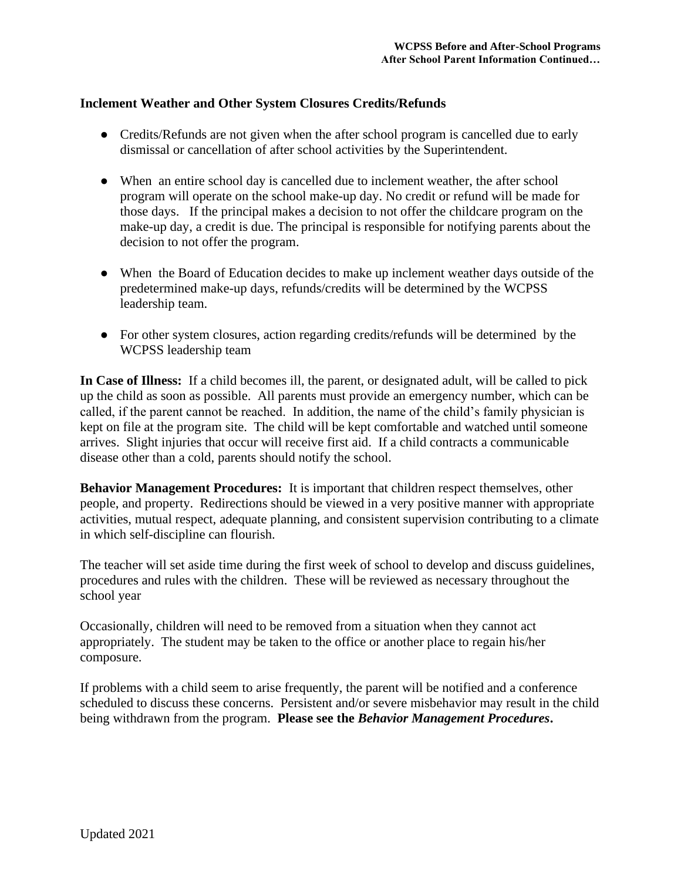### Inclement Weather and Other System Closures Credits/Refunds

- Credits/Refunds are not given when the after school program is cancelled due to early dismissal or cancellation of after school activities by the Superintendent.
- When an entire school day is cancelled due to inclement weather, the after school program will operate on the school make-up day. No credit or refund will be made for those days. If the principal makes a decision to not offer the childcare program on the make-up day, a credit is due. The principal is responsible for notifying parents about the decision to not offer the program.
- When the Board of Education decides to make up inclement weather days outside of the predetermined make-up days, refunds/credits will be determined by the WCPSS leadership team.
- For other system closures, action regarding credits/refunds will be determined by the WCPSS leadership team

**In Case of Illness:** If a child becomes ill, the parent, or designated adult, will be called to pick up the child as soon as possible. All parents must provide an emergency number, which can be called, if the parent cannot be reached. In addition, the name of the child's family physician is kept on file at the program site. The child will be kept comfortable and watched until someone arrives. Slight injuries that occur will receive first aid. If a child contracts a communicable disease other than a cold, parents should notify the school.

**Behavior Management Procedures:** It is important that children respect themselves, other people, and property. Redirections should be viewed in a very positive manner with appropriate activities, mutual respect, adequate planning, and consistent supervision contributing to a climate in which self-discipline can flourish.

The teacher will set aside time during the first week of school to develop and discuss guidelines, procedures and rules with the children. These will be reviewed as necessary throughout the school year

Occasionally, children will need to be removed from a situation when they cannot act appropriately. The student may be taken to the office or another place to regain his/her composure.

If problems with a child seem to arise frequently, the parent will be notified and a conference scheduled to discuss these concerns. Persistent and/or severe misbehavior may result in the child being withdrawn from the program. **Please see the *Behavior Management Procedures*.**

Updated 2021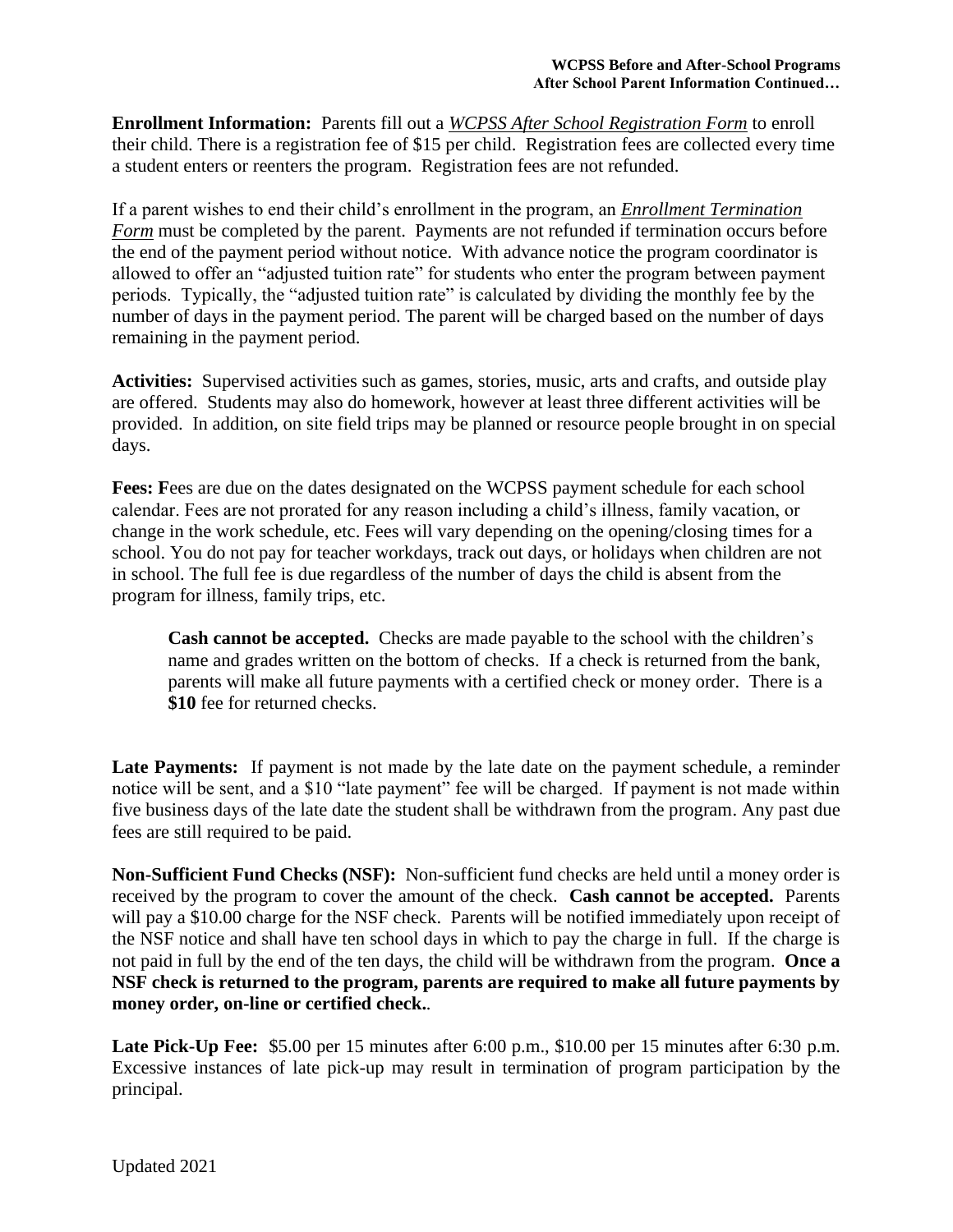**Enrollment Information:** Parents fill out a ***WCPSS After School Registration Form*** to enroll their child. There is a registration fee of $15 per child. Registration fees are collected every time a student enters or reenters the program. Registration fees are not refunded.

If a parent wishes to end their child's enrollment in the program, an ***Enrollment Termination Form*** must be completed by the parent. Payments are not refunded if termination occurs before the end of the payment period without notice. With advance notice the program coordinator is allowed to offer an "adjusted tuition rate" for students who enter the program between payment periods. Typically, the "adjusted tuition rate" is calculated by dividing the monthly fee by the number of days in the payment period. The parent will be charged based on the number of days remaining in the payment period.

**Activities:** Supervised activities such as games, stories, music, arts and crafts, and outside play are offered. Students may also do homework, however at least three different activities will be provided. In addition, on site field trips may be planned or resource people brought in on special days.

**Fees: F**ees are due on the dates designated on the WCPSS payment schedule for each school calendar. Fees are not prorated for any reason including a child's illness, family vacation, or change in the work schedule, etc. Fees will vary depending on the opening/closing times for a school. You do not pay for teacher workdays, track out days, or holidays when children are not in school. The full fee is due regardless of the number of days the child is absent from the program for illness, family trips, etc.

> **Cash cannot be accepted.** Checks are made payable to the school with the children's name and grades written on the bottom of checks. If a check is returned from the bank, parents will make all future payments with a certified check or money order. There is a **$10** fee for returned checks.

**Late Payments:** If payment is not made by the late date on the payment schedule, a reminder notice will be sent, and a $10 "late payment" fee will be charged. If payment is not made within five business days of the late date the student shall be withdrawn from the program. Any past due fees are still required to be paid.

**Non-Sufficient Fund Checks (NSF):** Non-sufficient fund checks are held until a money order is received by the program to cover the amount of the check. **Cash cannot be accepted.** Parents will pay a $10.00 charge for the NSF check. Parents will be notified immediately upon receipt of the NSF notice and shall have ten school days in which to pay the charge in full. If the charge is not paid in full by the end of the ten days, the child will be withdrawn from the program. **Once a NSF check is returned to the program, parents are required to make all future payments by money order, on-line or certified check.**.

**Late Pick-Up Fee:** $5.00 per 15 minutes after 6:00 p.m., $10.00 per 15 minutes after 6:30 p.m. Excessive instances of late pick-up may result in termination of program participation by the principal.

Updated 2021